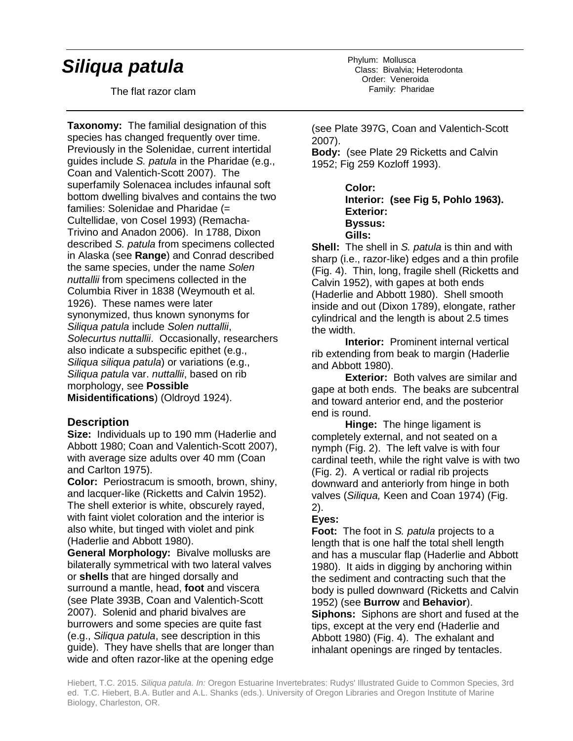# *Siliqua patula*

The flat razor clam

Phylum: Mollusca
Class: Bivalvia; Heterodonta
Order: Veneroida
Family: Pharidae

**Taxonomy:** The familial designation of this species has changed frequently over time. Previously in the Solenidae, current intertidal guides include *S. patula* in the Pharidae (e.g., Coan and Valentich-Scott 2007). The superfamily Solenacea includes infaunal soft bottom dwelling bivalves and contains the two families: Solenidae and Pharidae (= Cultellidae, von Cosel 1993) (Remacha-Trivino and Anadon 2006). In 1788, Dixon described *S. patula* from specimens collected in Alaska (see **Range**) and Conrad described the same species, under the name *Solen nuttallii* from specimens collected in the Columbia River in 1838 (Weymouth et al. 1926). These names were later synonymized, thus known synonyms for *Siliqua patula* include *Solen nuttallii*, *Solecurtus nuttallii*. Occasionally, researchers also indicate a subspecific epithet (e.g., *Siliqua siliqua patula*) or variations (e.g., *Siliqua patula* var. *nuttallii*, based on rib morphology, see **Possible Misidentifications**) (Oldroyd 1924).

## Description

**Size:** Individuals up to 190 mm (Haderlie and Abbott 1980; Coan and Valentich-Scott 2007), with average size adults over 40 mm (Coan and Carlton 1975).

**Color:** Periostracum is smooth, brown, shiny, and lacquer-like (Ricketts and Calvin 1952). The shell exterior is white, obscurely rayed, with faint violet coloration and the interior is also white, but tinged with violet and pink (Haderlie and Abbott 1980).

**General Morphology:** Bivalve mollusks are bilaterally symmetrical with two lateral valves or **shells** that are hinged dorsally and surround a mantle, head, **foot** and viscera (see Plate 393B, Coan and Valentich-Scott 2007). Solenid and pharid bivalves are burrowers and some species are quite fast (e.g., *Siliqua patula*, see description in this guide). They have shells that are longer than wide and often razor-like at the opening edge (see Plate 397G, Coan and Valentich-Scott 2007).

**Body:** (see Plate 29 Ricketts and Calvin 1952; Fig 259 Kozloff 1993).

**Color:**
**Interior: (see Fig 5, Pohlo 1963).**
**Exterior:**
**Byssus:**
**Gills:**

**Shell:** The shell in *S. patula* is thin and with sharp (i.e., razor-like) edges and a thin profile (Fig. 4). Thin, long, fragile shell (Ricketts and Calvin 1952), with gapes at both ends (Haderlie and Abbott 1980). Shell smooth inside and out (Dixon 1789), elongate, rather cylindrical and the length is about 2.5 times the width.

**Interior:** Prominent internal vertical rib extending from beak to margin (Haderlie and Abbott 1980).

**Exterior:** Both valves are similar and gape at both ends. The beaks are subcentral and toward anterior end, and the posterior end is round.

**Hinge:** The hinge ligament is completely external, and not seated on a nymph (Fig. 2). The left valve is with four cardinal teeth, while the right valve is with two (Fig. 2). A vertical or radial rib projects downward and anteriorly from hinge in both valves (*Siliqua,* Keen and Coan 1974) (Fig. 2).

**Eyes:**

**Foot:** The foot in *S. patula* projects to a length that is one half the total shell length and has a muscular flap (Haderlie and Abbott 1980). It aids in digging by anchoring within the sediment and contracting such that the body is pulled downward (Ricketts and Calvin 1952) (see **Burrow** and **Behavior**).

**Siphons:** Siphons are short and fused at the tips, except at the very end (Haderlie and Abbott 1980) (Fig. 4). The exhalant and inhalant openings are ringed by tentacles.

Hiebert, T.C. 2015. *Siliqua patula. In:* Oregon Estuarine Invertebrates: Rudys' Illustrated Guide to Common Species, 3rd ed. T.C. Hiebert, B.A. Butler and A.L. Shanks (eds.). University of Oregon Libraries and Oregon Institute of Marine Biology, Charleston, OR.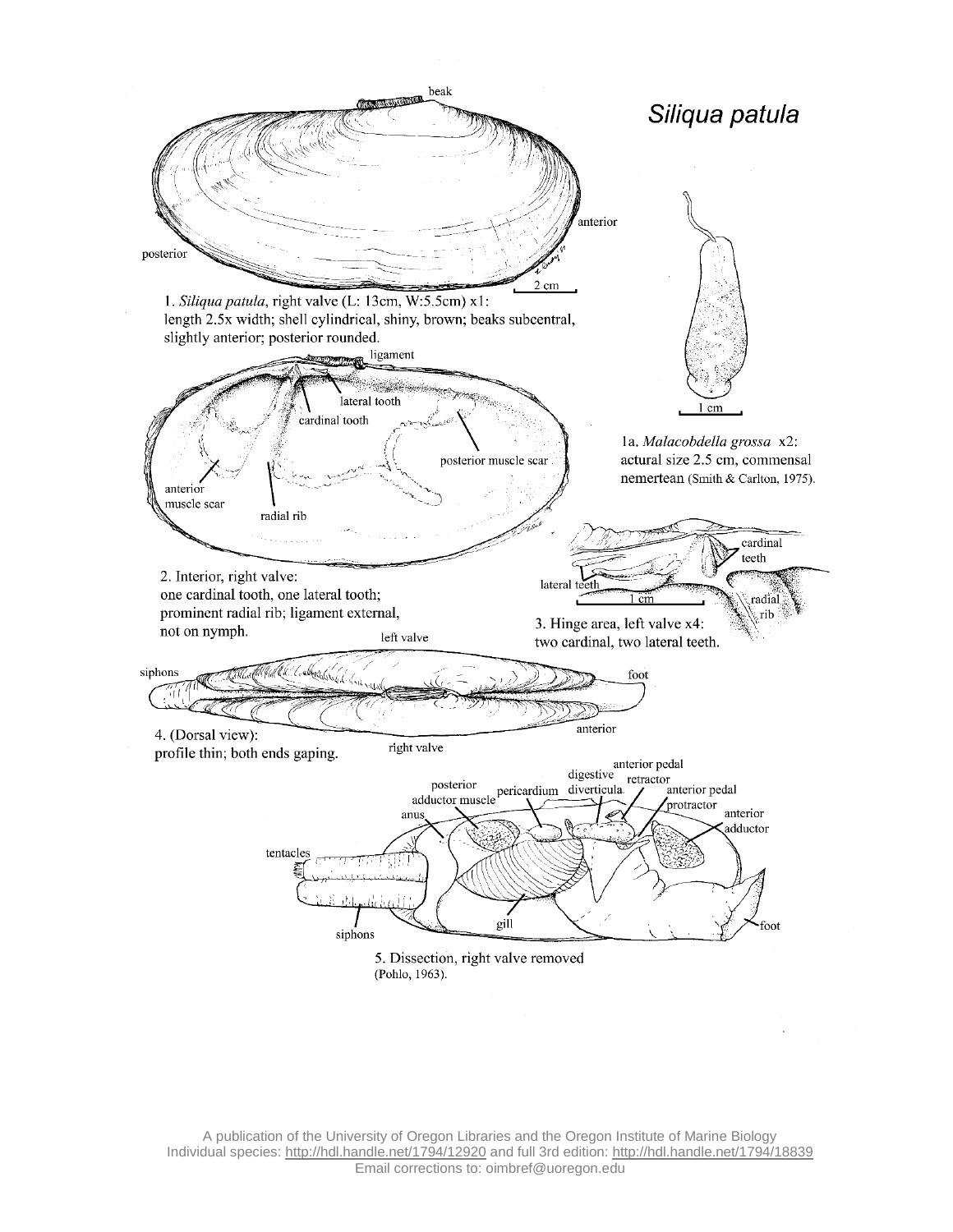# *Siliqua patula*

1. *Siliqua patula*, right valve (L: 13cm, W:5.5cm) x1: length 2.5x width; shell cylindrical, shiny, brown; beaks subcentral, slightly anterior; posterior rounded.

1a. *Malacobdella grossa* x2: actural size 2.5 cm, commensal nemertean (Smith & Carlton, 1975).

2. Interior, right valve: one cardinal tooth, one lateral tooth; prominent radial rib; ligament external, not on nymph.

3. Hinge area, left valve x4: two cardinal, two lateral teeth.

4. (Dorsal view): profile thin; both ends gaping.

5. Dissection, right valve removed (Pohlo, 1963).

A publication of the University of Oregon Libraries and the Oregon Institute of Marine Biology
Individual species: http://hdl.handle.net/1794/12920 and full 3rd edition: http://hdl.handle.net/1794/18839
Email corrections to: oimbref@uoregon.edu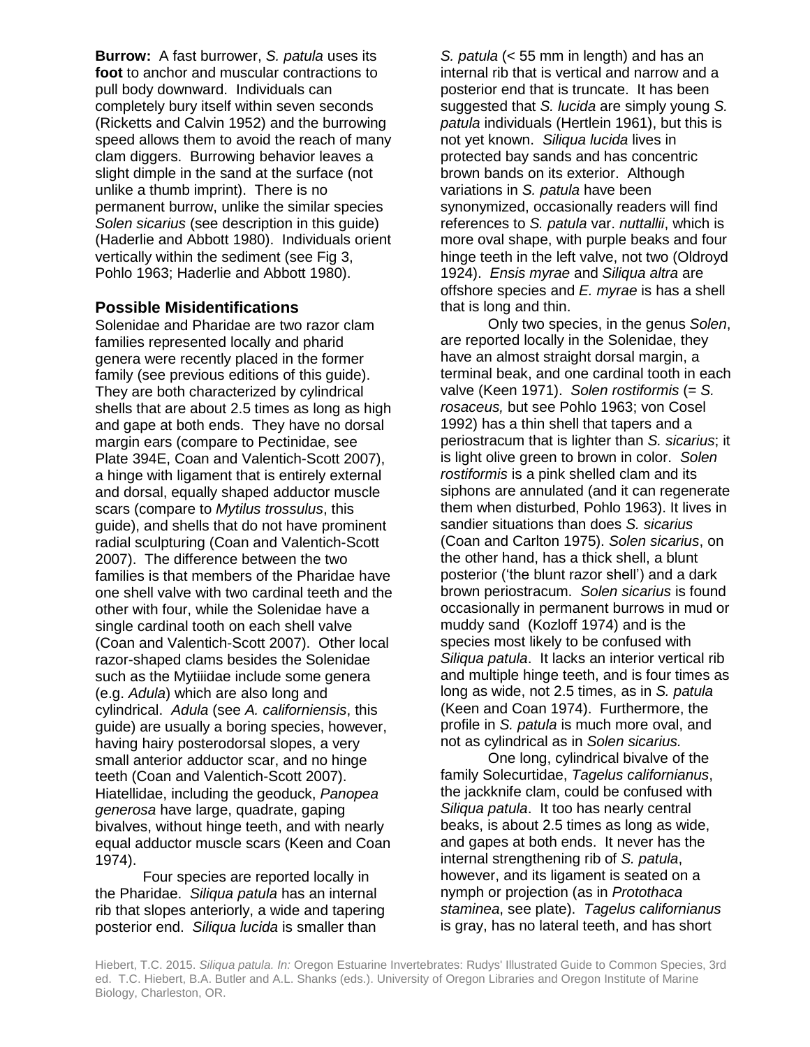**Burrow:** A fast burrower, *S. patula* uses its **foot** to anchor and muscular contractions to pull body downward. Individuals can completely bury itself within seven seconds (Ricketts and Calvin 1952) and the burrowing speed allows them to avoid the reach of many clam diggers. Burrowing behavior leaves a slight dimple in the sand at the surface (not unlike a thumb imprint). There is no permanent burrow, unlike the similar species *Solen sicarius* (see description in this guide) (Haderlie and Abbott 1980). Individuals orient vertically within the sediment (see Fig 3, Pohlo 1963; Haderlie and Abbott 1980).

## Possible Misidentifications

Solenidae and Pharidae are two razor clam families represented locally and pharid genera were recently placed in the former family (see previous editions of this guide). They are both characterized by cylindrical shells that are about 2.5 times as long as high and gape at both ends. They have no dorsal margin ears (compare to Pectinidae, see Plate 394E, Coan and Valentich-Scott 2007), a hinge with ligament that is entirely external and dorsal, equally shaped adductor muscle scars (compare to *Mytilus trossulus*, this guide), and shells that do not have prominent radial sculpturing (Coan and Valentich-Scott 2007). The difference between the two families is that members of the Pharidae have one shell valve with two cardinal teeth and the other with four, while the Solenidae have a single cardinal tooth on each shell valve (Coan and Valentich-Scott 2007). Other local razor-shaped clams besides the Solenidae such as the Mytiiidae include some genera (e.g. *Adula*) which are also long and cylindrical. *Adula* (see *A. californiensis*, this guide) are usually a boring species, however, having hairy posterodorsal slopes, a very small anterior adductor scar, and no hinge teeth (Coan and Valentich-Scott 2007). Hiatellidae, including the geoduck, *Panopea generosa* have large, quadrate, gaping bivalves, without hinge teeth, and with nearly equal adductor muscle scars (Keen and Coan 1974).

Four species are reported locally in the Pharidae. *Siliqua patula* has an internal rib that slopes anteriorly, a wide and tapering posterior end. *Siliqua lucida* is smaller than *S. patula* (< 55 mm in length) and has an internal rib that is vertical and narrow and a posterior end that is truncate. It has been suggested that *S. lucida* are simply young *S. patula* individuals (Hertlein 1961), but this is not yet known. *Siliqua lucida* lives in protected bay sands and has concentric brown bands on its exterior. Although variations in *S. patula* have been synonymized, occasionally readers will find references to *S. patula* var. *nuttallii*, which is more oval shape, with purple beaks and four hinge teeth in the left valve, not two (Oldroyd 1924). *Ensis myrae* and *Siliqua altra* are offshore species and *E. myrae* is has a shell that is long and thin.

Only two species, in the genus *Solen*, are reported locally in the Solenidae, they have an almost straight dorsal margin, a terminal beak, and one cardinal tooth in each valve (Keen 1971). *Solen rostiformis* (= *S. rosaceus,* but see Pohlo 1963; von Cosel 1992) has a thin shell that tapers and a periostracum that is lighter than *S. sicarius*; it is light olive green to brown in color. *Solen rostiformis* is a pink shelled clam and its siphons are annulated (and it can regenerate them when disturbed, Pohlo 1963). It lives in sandier situations than does *S. sicarius* (Coan and Carlton 1975). *Solen sicarius*, on the other hand, has a thick shell, a blunt posterior ('the blunt razor shell') and a dark brown periostracum. *Solen sicarius* is found occasionally in permanent burrows in mud or muddy sand (Kozloff 1974) and is the species most likely to be confused with *Siliqua patula*. It lacks an interior vertical rib and multiple hinge teeth, and is four times as long as wide, not 2.5 times, as in *S. patula* (Keen and Coan 1974). Furthermore, the profile in *S. patula* is much more oval, and not as cylindrical as in *Solen sicarius.*

One long, cylindrical bivalve of the family Solecurtidae, *Tagelus californianus*, the jackknife clam, could be confused with *Siliqua patula*. It too has nearly central beaks, is about 2.5 times as long as wide, and gapes at both ends. It never has the internal strengthening rib of *S. patula*, however, and its ligament is seated on a nymph or projection (as in *Protothaca staminea*, see plate). *Tagelus californianus* is gray, has no lateral teeth, and has short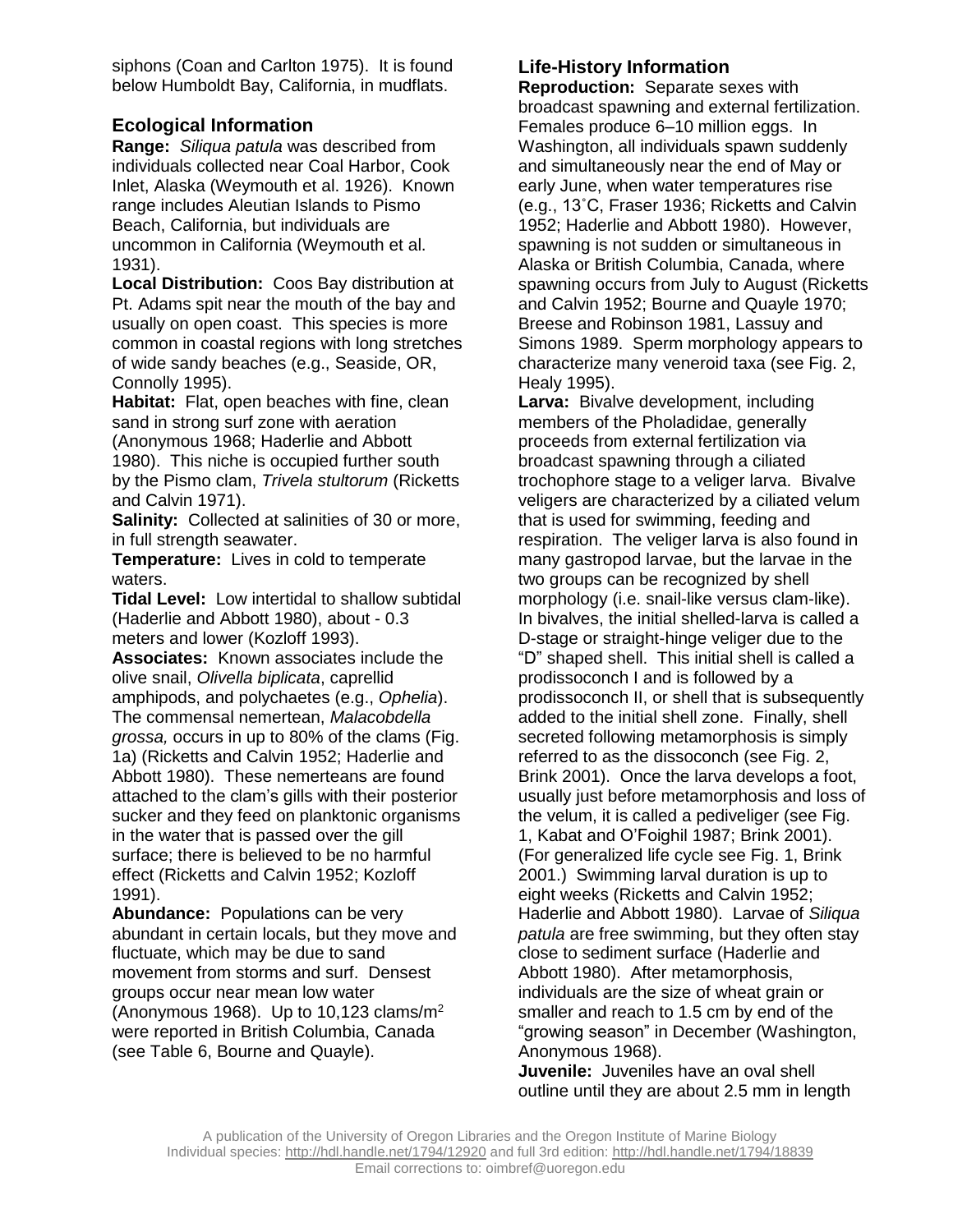siphons (Coan and Carlton 1975). It is found below Humboldt Bay, California, in mudflats.

## Ecological Information

**Range:** *Siliqua patula* was described from individuals collected near Coal Harbor, Cook Inlet, Alaska (Weymouth et al. 1926). Known range includes Aleutian Islands to Pismo Beach, California, but individuals are uncommon in California (Weymouth et al. 1931).

**Local Distribution:** Coos Bay distribution at Pt. Adams spit near the mouth of the bay and usually on open coast. This species is more common in coastal regions with long stretches of wide sandy beaches (e.g., Seaside, OR, Connolly 1995).

**Habitat:** Flat, open beaches with fine, clean sand in strong surf zone with aeration (Anonymous 1968; Haderlie and Abbott 1980). This niche is occupied further south by the Pismo clam, *Trivela stultorum* (Ricketts and Calvin 1971).

**Salinity:** Collected at salinities of 30 or more, in full strength seawater.

**Temperature:** Lives in cold to temperate waters.

**Tidal Level:** Low intertidal to shallow subtidal (Haderlie and Abbott 1980), about - 0.3 meters and lower (Kozloff 1993).

**Associates:** Known associates include the olive snail, *Olivella biplicata*, caprellid amphipods, and polychaetes (e.g., *Ophelia*). The commensal nemertean, *Malacobdella grossa,* occurs in up to 80% of the clams (Fig. 1a) (Ricketts and Calvin 1952; Haderlie and Abbott 1980). These nemerteans are found attached to the clam's gills with their posterior sucker and they feed on planktonic organisms in the water that is passed over the gill surface; there is believed to be no harmful effect (Ricketts and Calvin 1952; Kozloff 1991).

**Abundance:** Populations can be very abundant in certain locals, but they move and fluctuate, which may be due to sand movement from storms and surf. Densest groups occur near mean low water (Anonymous 1968). Up to 10,123 clams/m$^2$ were reported in British Columbia, Canada (see Table 6, Bourne and Quayle).

## Life-History Information

**Reproduction:** Separate sexes with broadcast spawning and external fertilization. Females produce 6–10 million eggs. In Washington, all individuals spawn suddenly and simultaneously near the end of May or early June, when water temperatures rise (e.g., 13˚C, Fraser 1936; Ricketts and Calvin 1952; Haderlie and Abbott 1980). However, spawning is not sudden or simultaneous in Alaska or British Columbia, Canada, where spawning occurs from July to August (Ricketts and Calvin 1952; Bourne and Quayle 1970; Breese and Robinson 1981, Lassuy and Simons 1989. Sperm morphology appears to characterize many veneroid taxa (see Fig. 2, Healy 1995).

**Larva:** Bivalve development, including members of the Pholadidae, generally proceeds from external fertilization via broadcast spawning through a ciliated trochophore stage to a veliger larva. Bivalve veligers are characterized by a ciliated velum that is used for swimming, feeding and respiration. The veliger larva is also found in many gastropod larvae, but the larvae in the two groups can be recognized by shell morphology (i.e. snail-like versus clam-like). In bivalves, the initial shelled-larva is called a D-stage or straight-hinge veliger due to the "D" shaped shell. This initial shell is called a prodissoconch I and is followed by a prodissoconch II, or shell that is subsequently added to the initial shell zone. Finally, shell secreted following metamorphosis is simply referred to as the dissoconch (see Fig. 2, Brink 2001). Once the larva develops a foot, usually just before metamorphosis and loss of the velum, it is called a pediveliger (see Fig. 1, Kabat and O'Foighil 1987; Brink 2001). (For generalized life cycle see Fig. 1, Brink 2001.) Swimming larval duration is up to eight weeks (Ricketts and Calvin 1952; Haderlie and Abbott 1980). Larvae of *Siliqua patula* are free swimming, but they often stay close to sediment surface (Haderlie and Abbott 1980). After metamorphosis, individuals are the size of wheat grain or smaller and reach to 1.5 cm by end of the "growing season" in December (Washington, Anonymous 1968).

**Juvenile:** Juveniles have an oval shell outline until they are about 2.5 mm in length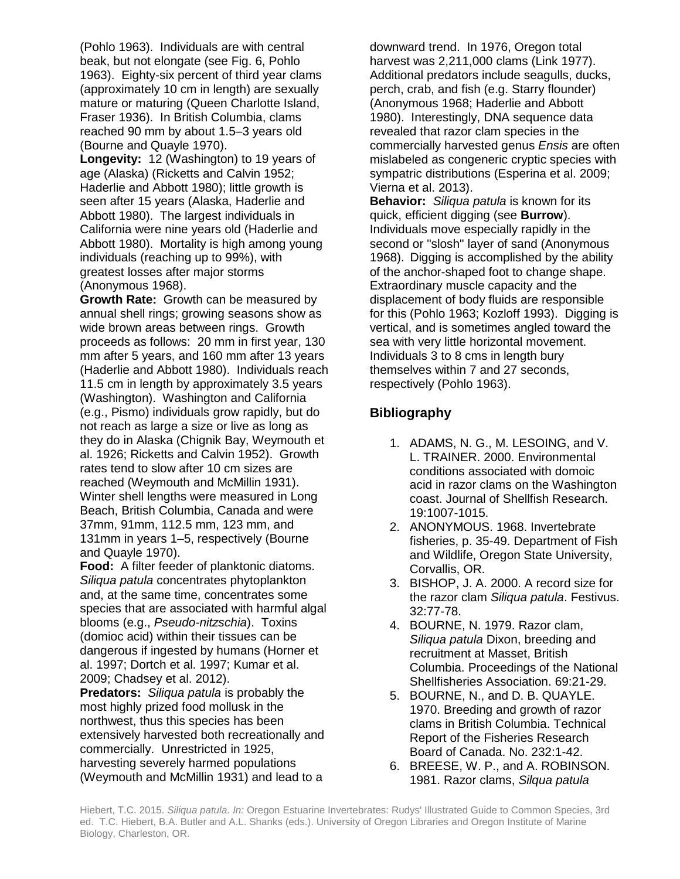(Pohlo 1963). Individuals are with central beak, but not elongate (see Fig. 6, Pohlo 1963). Eighty-six percent of third year clams (approximately 10 cm in length) are sexually mature or maturing (Queen Charlotte Island, Fraser 1936). In British Columbia, clams reached 90 mm by about 1.5–3 years old (Bourne and Quayle 1970).

**Longevity:** 12 (Washington) to 19 years of age (Alaska) (Ricketts and Calvin 1952; Haderlie and Abbott 1980); little growth is seen after 15 years (Alaska, Haderlie and Abbott 1980). The largest individuals in California were nine years old (Haderlie and Abbott 1980). Mortality is high among young individuals (reaching up to 99%), with greatest losses after major storms (Anonymous 1968).

**Growth Rate:** Growth can be measured by annual shell rings; growing seasons show as wide brown areas between rings. Growth proceeds as follows: 20 mm in first year, 130 mm after 5 years, and 160 mm after 13 years (Haderlie and Abbott 1980). Individuals reach 11.5 cm in length by approximately 3.5 years (Washington). Washington and California (e.g., Pismo) individuals grow rapidly, but do not reach as large a size or live as long as they do in Alaska (Chignik Bay, Weymouth et al. 1926; Ricketts and Calvin 1952). Growth rates tend to slow after 10 cm sizes are reached (Weymouth and McMillin 1931). Winter shell lengths were measured in Long Beach, British Columbia, Canada and were 37mm, 91mm, 112.5 mm, 123 mm, and 131mm in years 1–5, respectively (Bourne and Quayle 1970).

**Food:** A filter feeder of planktonic diatoms. *Siliqua patula* concentrates phytoplankton and, at the same time, concentrates some species that are associated with harmful algal blooms (e.g., *Pseudo-nitzschia*). Toxins (domioc acid) within their tissues can be dangerous if ingested by humans (Horner et al. 1997; Dortch et al. 1997; Kumar et al. 2009; Chadsey et al. 2012).

**Predators:** *Siliqua patula* is probably the most highly prized food mollusk in the northwest, thus this species has been extensively harvested both recreationally and commercially. Unrestricted in 1925, harvesting severely harmed populations (Weymouth and McMillin 1931) and lead to a downward trend. In 1976, Oregon total harvest was 2,211,000 clams (Link 1977). Additional predators include seagulls, ducks, perch, crab, and fish (e.g. Starry flounder) (Anonymous 1968; Haderlie and Abbott 1980). Interestingly, DNA sequence data revealed that razor clam species in the commercially harvested genus *Ensis* are often mislabeled as congeneric cryptic species with sympatric distributions (Esperina et al. 2009; Vierna et al. 2013).

**Behavior:** *Siliqua patula* is known for its quick, efficient digging (see **Burrow**). Individuals move especially rapidly in the second or "slosh" layer of sand (Anonymous 1968). Digging is accomplished by the ability of the anchor-shaped foot to change shape. Extraordinary muscle capacity and the displacement of body fluids are responsible for this (Pohlo 1963; Kozloff 1993). Digging is vertical, and is sometimes angled toward the sea with very little horizontal movement. Individuals 3 to 8 cms in length bury themselves within 7 and 27 seconds, respectively (Pohlo 1963).

## Bibliography

1. ADAMS, N. G., M. LESOING, and V. L. TRAINER. 2000. Environmental conditions associated with domoic acid in razor clams on the Washington coast. Journal of Shellfish Research. 19:1007-1015.
2. ANONYMOUS. 1968. Invertebrate fisheries, p. 35-49. Department of Fish and Wildlife, Oregon State University, Corvallis, OR.
3. BISHOP, J. A. 2000. A record size for the razor clam *Siliqua patula*. Festivus. 32:77-78.
4. BOURNE, N. 1979. Razor clam, *Siliqua patula* Dixon, breeding and recruitment at Masset, British Columbia. Proceedings of the National Shellfisheries Association. 69:21-29.
5. BOURNE, N., and D. B. QUAYLE. 1970. Breeding and growth of razor clams in British Columbia. Technical Report of the Fisheries Research Board of Canada. No. 232:1-42.
6. BREESE, W. P., and A. ROBINSON. 1981. Razor clams, *Silqua patula*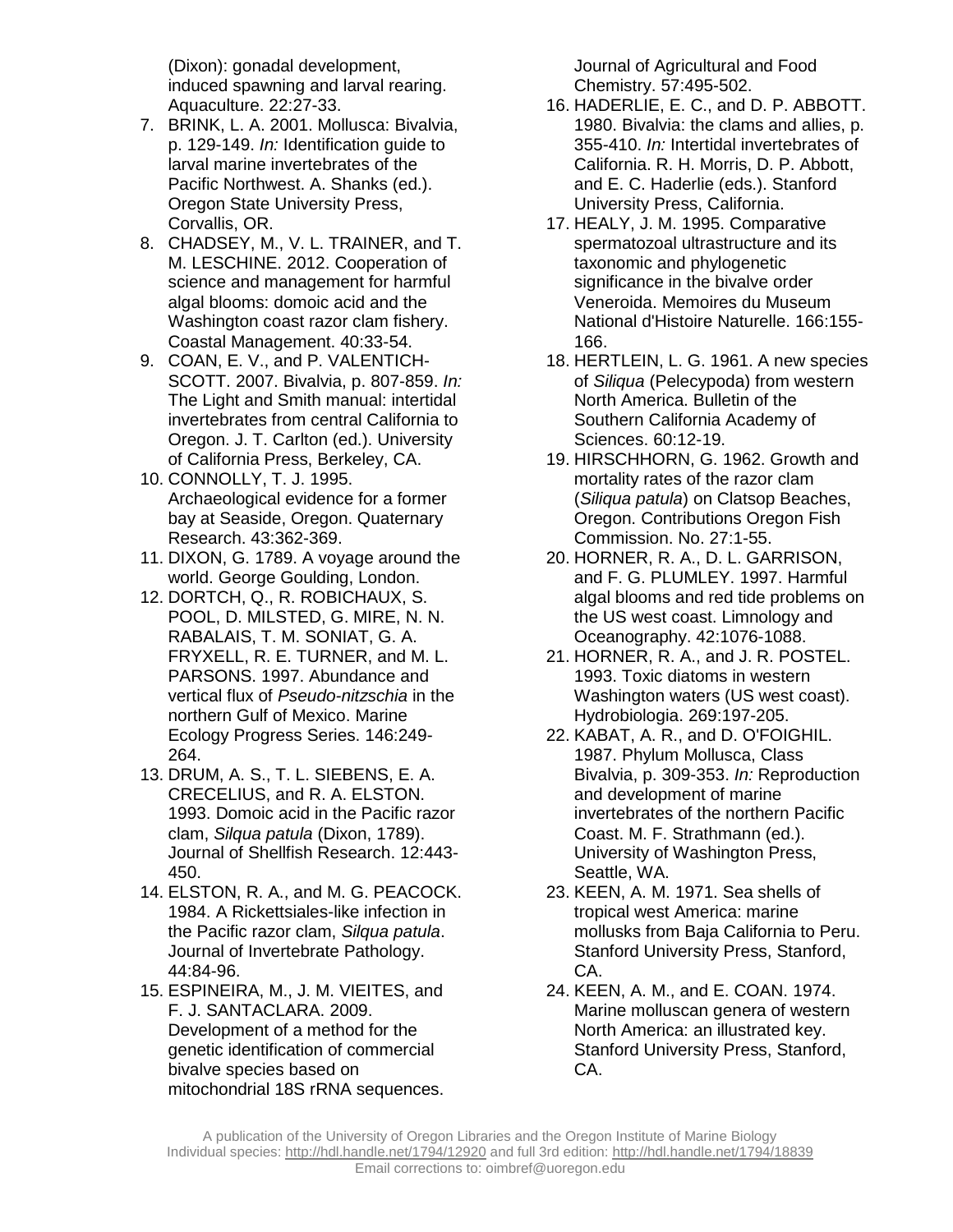(Dixon): gonadal development, induced spawning and larval rearing. Aquaculture. 22:27-33.

7. BRINK, L. A. 2001. Mollusca: Bivalvia, p. 129-149. *In:* Identification guide to larval marine invertebrates of the Pacific Northwest. A. Shanks (ed.). Oregon State University Press, Corvallis, OR.
8. CHADSEY, M., V. L. TRAINER, and T. M. LESCHINE. 2012. Cooperation of science and management for harmful algal blooms: domoic acid and the Washington coast razor clam fishery. Coastal Management. 40:33-54.
9. COAN, E. V., and P. VALENTICH-SCOTT. 2007. Bivalvia, p. 807-859. *In:* The Light and Smith manual: intertidal invertebrates from central California to Oregon. J. T. Carlton (ed.). University of California Press, Berkeley, CA.
10. CONNOLLY, T. J. 1995. Archaeological evidence for a former bay at Seaside, Oregon. Quaternary Research. 43:362-369.
11. DIXON, G. 1789. A voyage around the world. George Goulding, London.
12. DORTCH, Q., R. ROBICHAUX, S. POOL, D. MILSTED, G. MIRE, N. N. RABALAIS, T. M. SONIAT, G. A. FRYXELL, R. E. TURNER, and M. L. PARSONS. 1997. Abundance and vertical flux of *Pseudo-nitzschia* in the northern Gulf of Mexico. Marine Ecology Progress Series. 146:249-264.
13. DRUM, A. S., T. L. SIEBENS, E. A. CRECELIUS, and R. A. ELSTON. 1993. Domoic acid in the Pacific razor clam, *Silqua patula* (Dixon, 1789). Journal of Shellfish Research. 12:443-450.
14. ELSTON, R. A., and M. G. PEACOCK. 1984. A Rickettsiales-like infection in the Pacific razor clam, *Silqua patula*. Journal of Invertebrate Pathology. 44:84-96.
15. ESPINEIRA, M., J. M. VIEITES, and F. J. SANTACLARA. 2009. Development of a method for the genetic identification of commercial bivalve species based on mitochondrial 18S rRNA sequences. Journal of Agricultural and Food Chemistry. 57:495-502.
16. HADERLIE, E. C., and D. P. ABBOTT. 1980. Bivalvia: the clams and allies, p. 355-410. *In:* Intertidal invertebrates of California. R. H. Morris, D. P. Abbott, and E. C. Haderlie (eds.). Stanford University Press, California.
17. HEALY, J. M. 1995. Comparative spermatozoal ultrastructure and its taxonomic and phylogenetic significance in the bivalve order Veneroida. Memoires du Museum National d'Histoire Naturelle. 166:155-166.
18. HERTLEIN, L. G. 1961. A new species of *Siliqua* (Pelecypoda) from western North America. Bulletin of the Southern California Academy of Sciences. 60:12-19.
19. HIRSCHHORN, G. 1962. Growth and mortality rates of the razor clam (*Siliqua patula*) on Clatsop Beaches, Oregon. Contributions Oregon Fish Commission. No. 27:1-55.
20. HORNER, R. A., D. L. GARRISON, and F. G. PLUMLEY. 1997. Harmful algal blooms and red tide problems on the US west coast. Limnology and Oceanography. 42:1076-1088.
21. HORNER, R. A., and J. R. POSTEL. 1993. Toxic diatoms in western Washington waters (US west coast). Hydrobiologia. 269:197-205.
22. KABAT, A. R., and D. O'FOIGHIL. 1987. Phylum Mollusca, Class Bivalvia, p. 309-353. *In:* Reproduction and development of marine invertebrates of the northern Pacific Coast. M. F. Strathmann (ed.). University of Washington Press, Seattle, WA.
23. KEEN, A. M. 1971. Sea shells of tropical west America: marine mollusks from Baja California to Peru. Stanford University Press, Stanford, CA.
24. KEEN, A. M., and E. COAN. 1974. Marine molluscan genera of western North America: an illustrated key. Stanford University Press, Stanford, CA.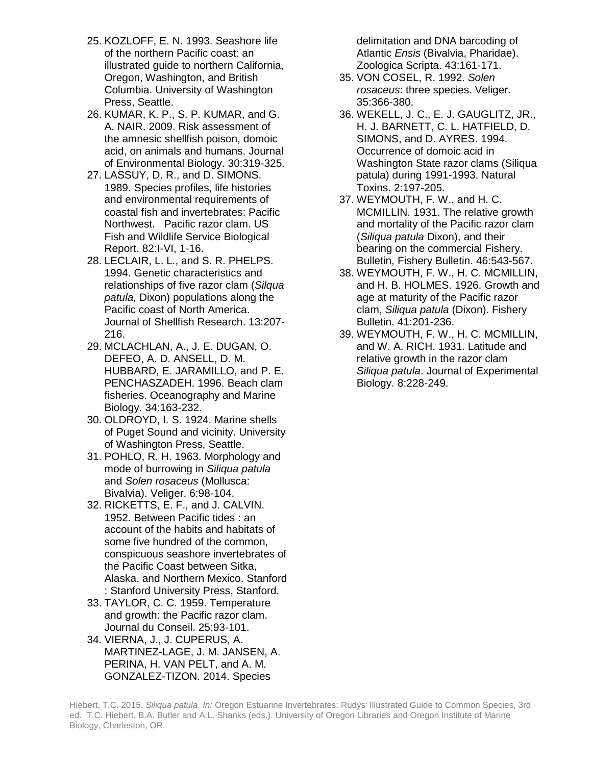25. KOZLOFF, E. N. 1993. Seashore life of the northern Pacific coast: an illustrated guide to northern California, Oregon, Washington, and British Columbia. University of Washington Press, Seattle.
26. KUMAR, K. P., S. P. KUMAR, and G. A. NAIR. 2009. Risk assessment of the amnesic shellfish poison, domoic acid, on animals and humans. Journal of Environmental Biology. 30:319-325.
27. LASSUY, D. R., and D. SIMONS. 1989. Species profiles, life histories and environmental requirements of coastal fish and invertebrates: Pacific Northwest. Pacific razor clam. US Fish and Wildlife Service Biological Report. 82:I-VI, 1-16.
28. LECLAIR, L. L., and S. R. PHELPS. 1994. Genetic characteristics and relationships of five razor clam (*Silqua patula,* Dixon) populations along the Pacific coast of North America. Journal of Shellfish Research. 13:207-216.
29. MCLACHLAN, A., J. E. DUGAN, O. DEFEO, A. D. ANSELL, D. M. HUBBARD, E. JARAMILLO, and P. E. PENCHASZADEH. 1996. Beach clam fisheries. Oceanography and Marine Biology. 34:163-232.
30. OLDROYD, I. S. 1924. Marine shells of Puget Sound and vicinity. University of Washington Press, Seattle.
31. POHLO, R. H. 1963. Morphology and mode of burrowing in *Siliqua patula* and *Solen rosaceus* (Mollusca: Bivalvia). Veliger. 6:98-104.
32. RICKETTS, E. F., and J. CALVIN. 1952. Between Pacific tides : an account of the habits and habitats of some five hundred of the common, conspicuous seashore invertebrates of the Pacific Coast between Sitka, Alaska, and Northern Mexico. Stanford : Stanford University Press, Stanford.
33. TAYLOR, C. C. 1959. Temperature and growth: the Pacific razor clam. Journal du Conseil. 25:93-101.
34. VIERNA, J., J. CUPERUS, A. MARTINEZ-LAGE, J. M. JANSEN, A. PERINA, H. VAN PELT, and A. M. GONZALEZ-TIZON. 2014. Species delimitation and DNA barcoding of Atlantic *Ensis* (Bivalvia, Pharidae). Zoologica Scripta. 43:161-171.
35. VON COSEL, R. 1992. *Solen rosaceus*: three species. Veliger. 35:366-380.
36. WEKELL, J. C., E. J. GAUGLITZ, JR., H. J. BARNETT, C. L. HATFIELD, D. SIMONS, and D. AYRES. 1994. Occurrence of domoic acid in Washington State razor clams (Siliqua patula) during 1991-1993. Natural Toxins. 2:197-205.
37. WEYMOUTH, F. W., and H. C. MCMILLIN. 1931. The relative growth and mortality of the Pacific razor clam (*Siliqua patula* Dixon), and their bearing on the commercial Fishery. Bulletin, Fishery Bulletin. 46:543-567.
38. WEYMOUTH, F. W., H. C. MCMILLIN, and H. B. HOLMES. 1926. Growth and age at maturity of the Pacific razor clam, *Siliqua patula* (Dixon). Fishery Bulletin. 41:201-236.
39. WEYMOUTH, F. W., H. C. MCMILLIN, and W. A. RICH. 1931. Latitude and relative growth in the razor clam *Siliqua patula*. Journal of Experimental Biology. 8:228-249.